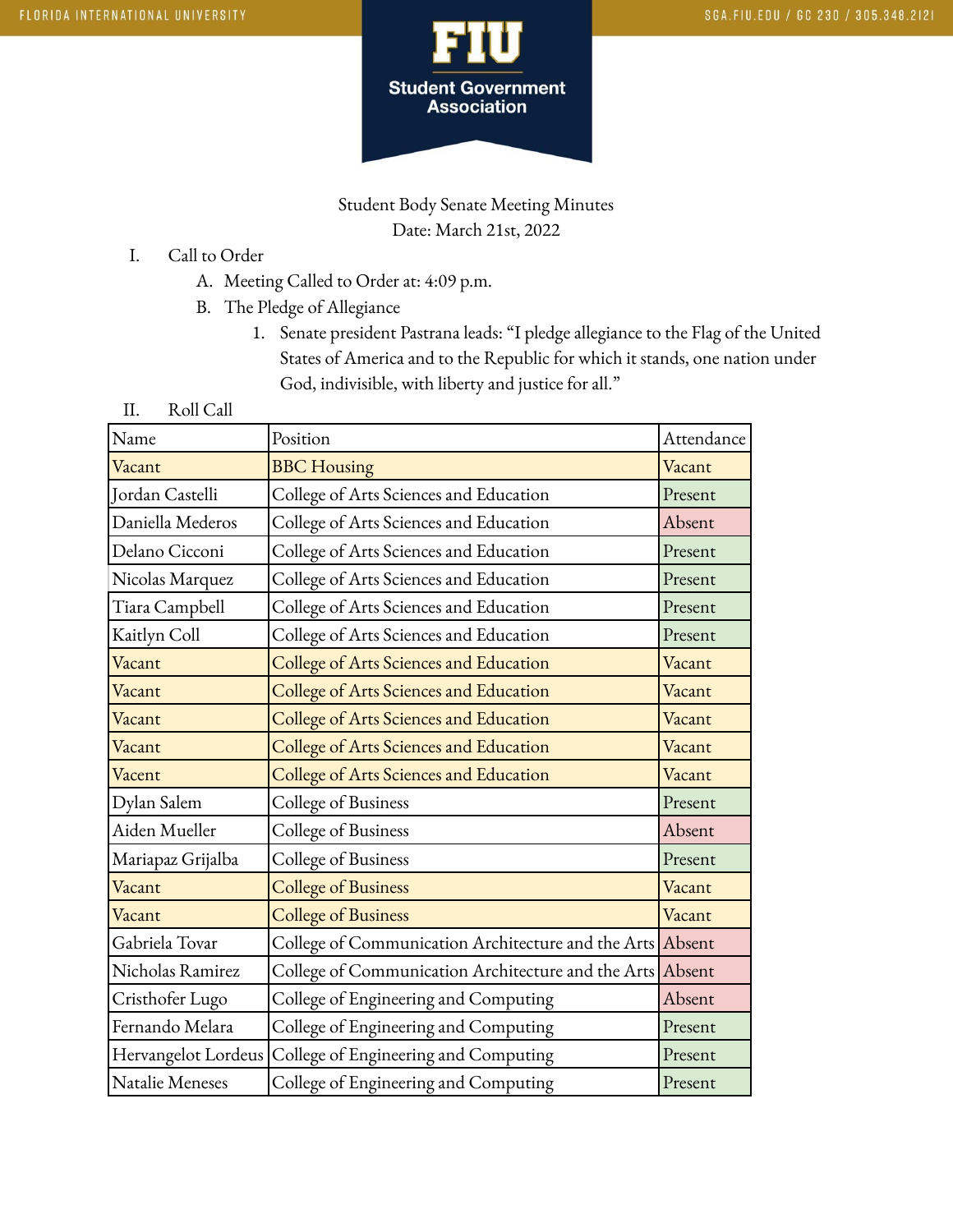# Student Government Association

Student Body Senate Meeting Minutes
Date: March 21st, 2022

I. Call to Order
   A. Meeting Called to Order at: 4:09 p.m.
   B. The Pledge of Allegiance
      1. Senate president Pastrana leads: "I pledge allegiance to the Flag of the United States of America and to the Republic for which it stands, one nation under God, indivisible, with liberty and justice for all."

II. Roll Call

| Name | Position | Attendance |
|---|---|---|
| Vacant | BBC Housing | Vacant |
| Jordan Castelli | College of Arts Sciences and Education | Present |
| Daniella Mederos | College of Arts Sciences and Education | Absent |
| Delano Cicconi | College of Arts Sciences and Education | Present |
| Nicolas Marquez | College of Arts Sciences and Education | Present |
| Tiara Campbell | College of Arts Sciences and Education | Present |
| Kaitlyn Coll | College of Arts Sciences and Education | Present |
| Vacant | College of Arts Sciences and Education | Vacant |
| Vacant | College of Arts Sciences and Education | Vacant |
| Vacant | College of Arts Sciences and Education | Vacant |
| Vacant | College of Arts Sciences and Education | Vacant |
| Vacent | College of Arts Sciences and Education | Vacant |
| Dylan Salem | College of Business | Present |
| Aiden Mueller | College of Business | Absent |
| Mariapaz Grijalba | College of Business | Present |
| Vacant | College of Business | Vacant |
| Vacant | College of Business | Vacant |
| Gabriela Tovar | College of Communication Architecture and the Arts | Absent |
| Nicholas Ramirez | College of Communication Architecture and the Arts | Absent |
| Cristhofer Lugo | College of Engineering and Computing | Absent |
| Fernando Melara | College of Engineering and Computing | Present |
| Hervangelot Lordeus | College of Engineering and Computing | Present |
| Natalie Meneses | College of Engineering and Computing | Present |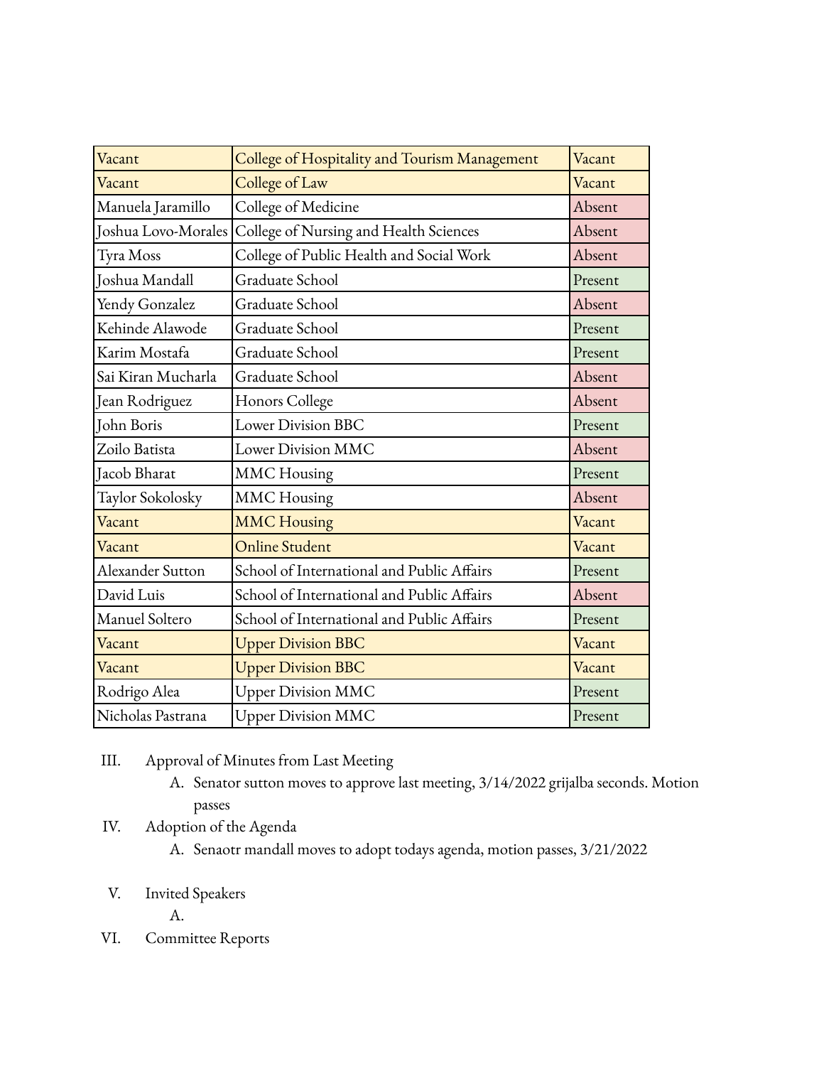| Vacant | College of Hospitality and Tourism Management | Vacant |
|---|---|---|
| Vacant | College of Law | Vacant |
| Manuela Jaramillo | College of Medicine | Absent |
| Joshua Lovo-Morales | College of Nursing and Health Sciences | Absent |
| Tyra Moss | College of Public Health and Social Work | Absent |
| Joshua Mandall | Graduate School | Present |
| Yendy Gonzalez | Graduate School | Absent |
| Kehinde Alawode | Graduate School | Present |
| Karim Mostafa | Graduate School | Present |
| Sai Kiran Mucharla | Graduate School | Absent |
| Jean Rodriguez | Honors College | Absent |
| John Boris | Lower Division BBC | Present |
| Zoilo Batista | Lower Division MMC | Absent |
| Jacob Bharat | MMC Housing | Present |
| Taylor Sokolosky | MMC Housing | Absent |
| Vacant | MMC Housing | Vacant |
| Vacant | Online Student | Vacant |
| Alexander Sutton | School of International and Public Affairs | Present |
| David Luis | School of International and Public Affairs | Absent |
| Manuel Soltero | School of International and Public Affairs | Present |
| Vacant | Upper Division BBC | Vacant |
| Vacant | Upper Division BBC | Vacant |
| Rodrigo Alea | Upper Division MMC | Present |
| Nicholas Pastrana | Upper Division MMC | Present |

III. Approval of Minutes from Last Meeting
   A. Senator sutton moves to approve last meeting, 3/14/2022 grijalba seconds. Motion passes

IV. Adoption of the Agenda
   A. Senaotr mandall moves to adopt todays agenda, motion passes, 3/21/2022

V. Invited Speakers
   A.

VI. Committee Reports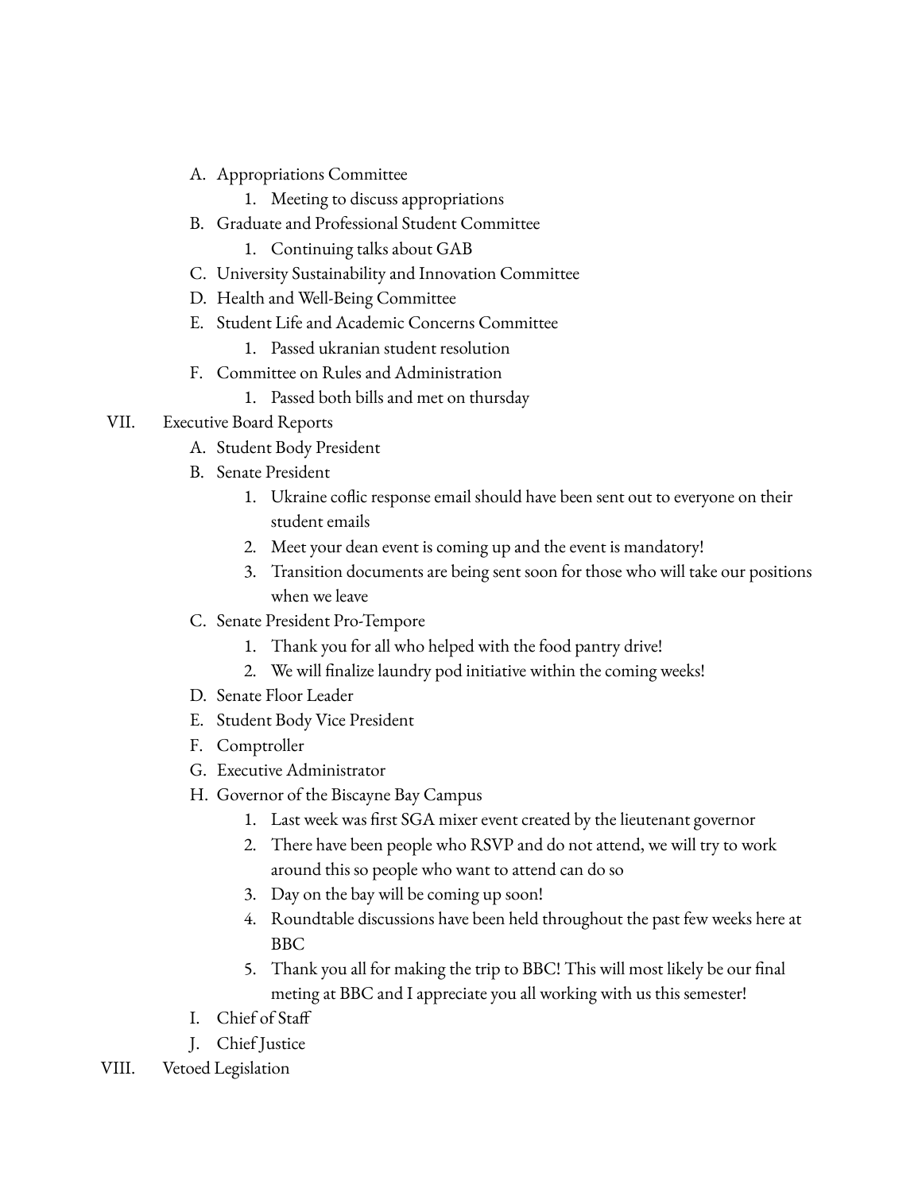A. Appropriations Committee
   1. Meeting to discuss appropriations
B. Graduate and Professional Student Committee
   1. Continuing talks about GAB
C. University Sustainability and Innovation Committee
D. Health and Well-Being Committee
E. Student Life and Academic Concerns Committee
   1. Passed ukranian student resolution
F. Committee on Rules and Administration
   1. Passed both bills and met on thursday

VII. Executive Board Reports
   A. Student Body President
   B. Senate President
      1. Ukraine coflic response email should have been sent out to everyone on their student emails
      2. Meet your dean event is coming up and the event is mandatory!
      3. Transition documents are being sent soon for those who will take our positions when we leave
   C. Senate President Pro-Tempore
      1. Thank you for all who helped with the food pantry drive!
      2. We will finalize laundry pod initiative within the coming weeks!
   D. Senate Floor Leader
   E. Student Body Vice President
   F. Comptroller
   G. Executive Administrator
   H. Governor of the Biscayne Bay Campus
      1. Last week was first SGA mixer event created by the lieutenant governor
      2. There have been people who RSVP and do not attend, we will try to work around this so people who want to attend can do so
      3. Day on the bay will be coming up soon!
      4. Roundtable discussions have been held throughout the past few weeks here at BBC
      5. Thank you all for making the trip to BBC! This will most likely be our final meting at BBC and I appreciate you all working with us this semester!
   I. Chief of Staff
   J. Chief Justice

VIII. Vetoed Legislation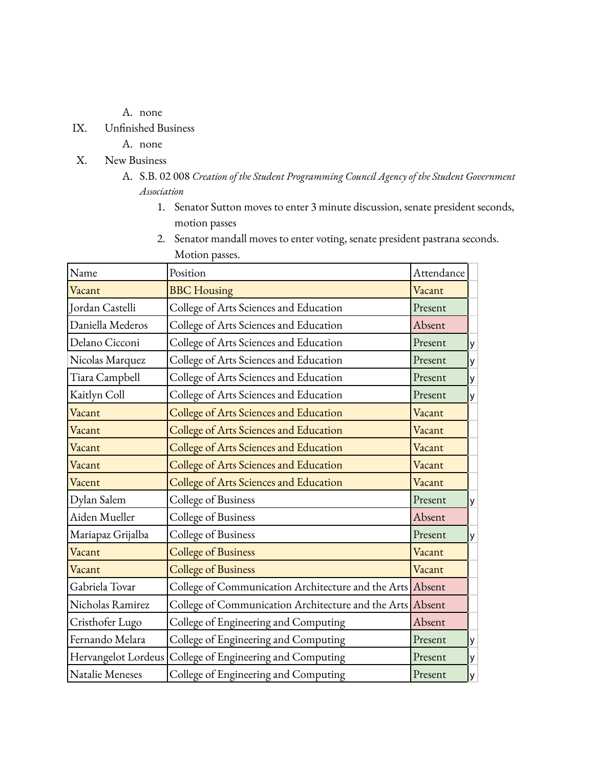A. none

IX. Unfinished Business

A. none

X. New Business

A. S.B. 02 008 *Creation of the Student Programming Council Agency of the Student Government Association*

1. Senator Sutton moves to enter 3 minute discussion, senate president seconds, motion passes
2. Senator mandall moves to enter voting, senate president pastrana seconds. Motion passes.

| Name | Position | Attendance | |
|---|---|---|---|
| Vacant | BBC Housing | Vacant | |
| Jordan Castelli | College of Arts Sciences and Education | Present | |
| Daniella Mederos | College of Arts Sciences and Education | Absent | |
| Delano Cicconi | College of Arts Sciences and Education | Present | y |
| Nicolas Marquez | College of Arts Sciences and Education | Present | y |
| Tiara Campbell | College of Arts Sciences and Education | Present | y |
| Kaitlyn Coll | College of Arts Sciences and Education | Present | y |
| Vacant | College of Arts Sciences and Education | Vacant | |
| Vacant | College of Arts Sciences and Education | Vacant | |
| Vacant | College of Arts Sciences and Education | Vacant | |
| Vacant | College of Arts Sciences and Education | Vacant | |
| Vacent | College of Arts Sciences and Education | Vacant | |
| Dylan Salem | College of Business | Present | y |
| Aiden Mueller | College of Business | Absent | |
| Mariapaz Grijalba | College of Business | Present | y |
| Vacant | College of Business | Vacant | |
| Vacant | College of Business | Vacant | |
| Gabriela Tovar | College of Communication Architecture and the Arts | Absent | |
| Nicholas Ramirez | College of Communication Architecture and the Arts | Absent | |
| Cristhofer Lugo | College of Engineering and Computing | Absent | |
| Fernando Melara | College of Engineering and Computing | Present | y |
| Hervangelot Lordeus | College of Engineering and Computing | Present | y |
| Natalie Meneses | College of Engineering and Computing | Present | y |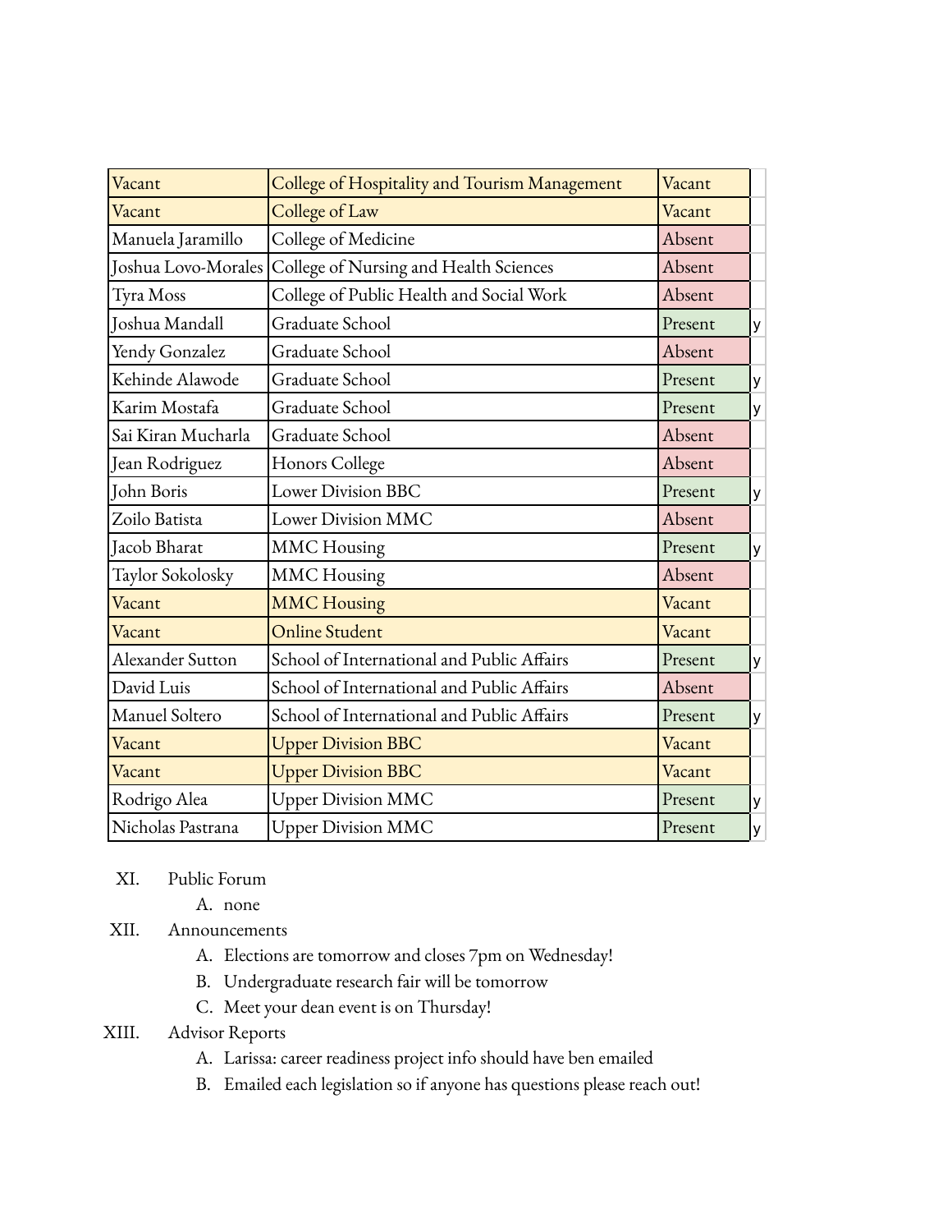| | | | |
|---|---|---|---|
| Vacant | College of Hospitality and Tourism Management | Vacant | |
| Vacant | College of Law | Vacant | |
| Manuela Jaramillo | College of Medicine | Absent | |
| Joshua Lovo-Morales | College of Nursing and Health Sciences | Absent | |
| Tyra Moss | College of Public Health and Social Work | Absent | |
| Joshua Mandall | Graduate School | Present | y |
| Yendy Gonzalez | Graduate School | Absent | |
| Kehinde Alawode | Graduate School | Present | y |
| Karim Mostafa | Graduate School | Present | y |
| Sai Kiran Mucharla | Graduate School | Absent | |
| Jean Rodriguez | Honors College | Absent | |
| John Boris | Lower Division BBC | Present | y |
| Zoilo Batista | Lower Division MMC | Absent | |
| Jacob Bharat | MMC Housing | Present | y |
| Taylor Sokolosky | MMC Housing | Absent | |
| Vacant | MMC Housing | Vacant | |
| Vacant | Online Student | Vacant | |
| Alexander Sutton | School of International and Public Affairs | Present | y |
| David Luis | School of International and Public Affairs | Absent | |
| Manuel Soltero | School of International and Public Affairs | Present | y |
| Vacant | Upper Division BBC | Vacant | |
| Vacant | Upper Division BBC | Vacant | |
| Rodrigo Alea | Upper Division MMC | Present | y |
| Nicholas Pastrana | Upper Division MMC | Present | y |

XI. Public Forum
   A. none

XII. Announcements
   A. Elections are tomorrow and closes 7pm on Wednesday!
   B. Undergraduate research fair will be tomorrow
   C. Meet your dean event is on Thursday!

XIII. Advisor Reports
   A. Larissa: career readiness project info should have ben emailed
   B. Emailed each legislation so if anyone has questions please reach out!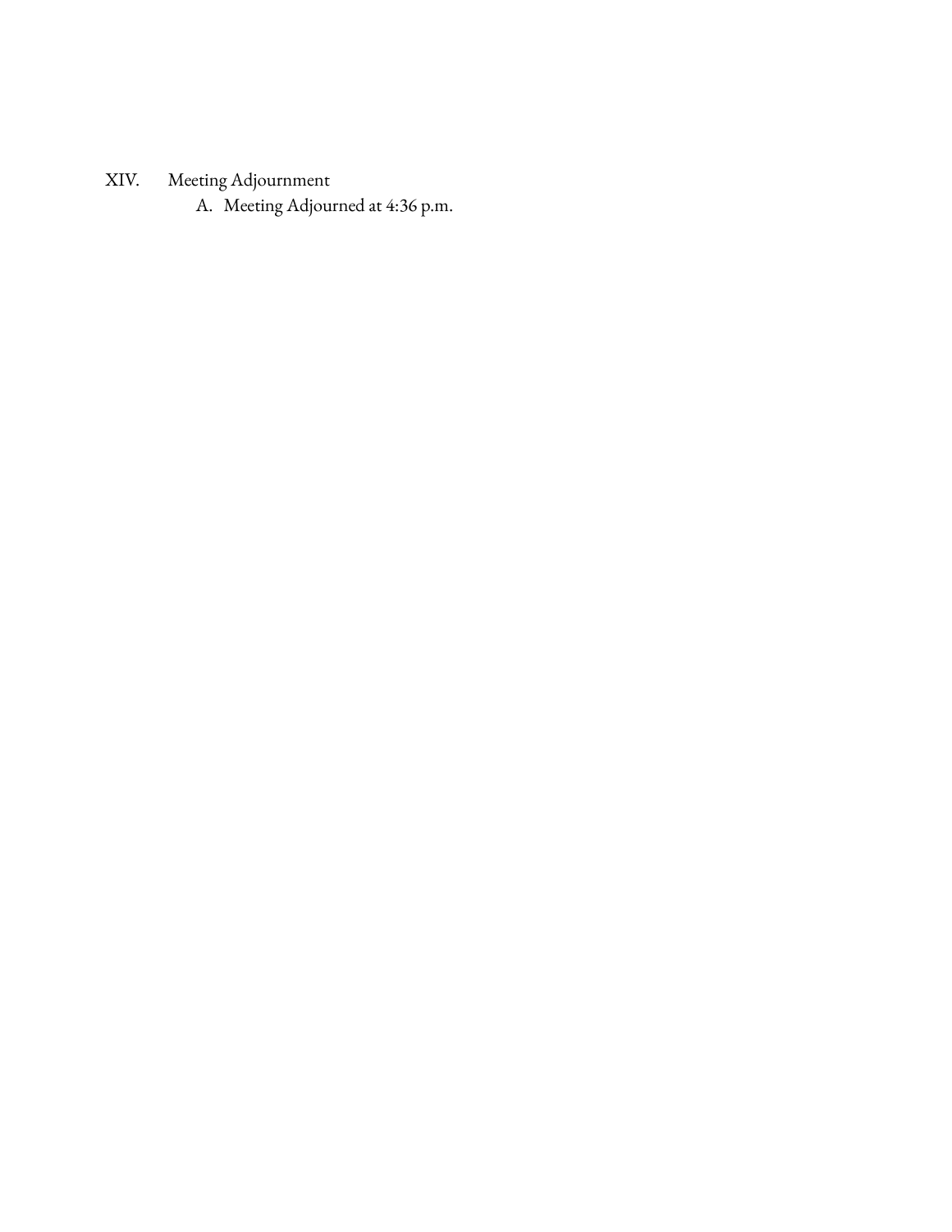XIV. Meeting Adjournment

A. Meeting Adjourned at 4:36 p.m.